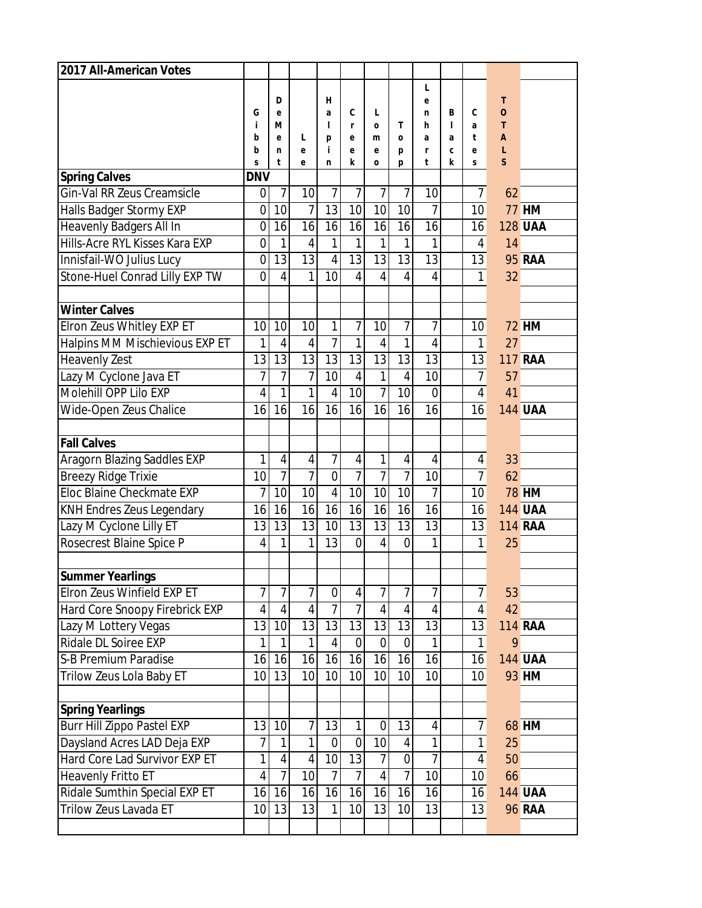| 2017 All-American Votes | | | | | | | | | | | | |
|---|---|---|---|---|---|---|---|---|---|---|---|---|
| | Gibbs | DeMent | Lee | Halpin | Creek | Lomeo | Topp | Lenhart | Black | Cates | TOTALS | |
| **Spring Calves** | **DNV** | | | | | | | | | | | |
| Gin-Val RR Zeus Creamsicle | 0 | 7 | 10 | 7 | 7 | 7 | 7 | 10 | | 7 | 62 | |
| Halls Badger Stormy EXP | 0 | 10 | 7 | 13 | 10 | 10 | 10 | 7 | | 10 | 77 | **HM** |
| Heavenly Badgers All In | 0 | 16 | 16 | 16 | 16 | 16 | 16 | 16 | | 16 | 128 | **UAA** |
| Hills-Acre RYL Kisses Kara EXP | 0 | 1 | 4 | 1 | 1 | 1 | 1 | 1 | | 4 | 14 | |
| Innisfail-WO Julius Lucy | 0 | 13 | 13 | 4 | 13 | 13 | 13 | 13 | | 13 | 95 | **RAA** |
| Stone-Huel Conrad Lilly EXP TW | 0 | 4 | 1 | 10 | 4 | 4 | 4 | 4 | | 1 | 32 | |
| | | | | | | | | | | | | |
| **Winter Calves** | | | | | | | | | | | | |
| Elron Zeus Whitley EXP ET | 10 | 10 | 10 | 1 | 7 | 10 | 7 | 7 | | 10 | 72 | **HM** |
| Halpins M M Mischievious EXP ET | 1 | 4 | 4 | 7 | 1 | 4 | 1 | 4 | | 1 | 27 | |
| Heavenly Zest | 13 | 13 | 13 | 13 | 13 | 13 | 13 | 13 | | 13 | 117 | **RAA** |
| Lazy M Cyclone Java ET | 7 | 7 | 7 | 10 | 4 | 1 | 4 | 10 | | 7 | 57 | |
| Molehill OPP Lilo EXP | 4 | 1 | 1 | 4 | 10 | 7 | 10 | 0 | | 4 | 41 | |
| Wide-Open Zeus Chalice | 16 | 16 | 16 | 16 | 16 | 16 | 16 | 16 | | 16 | 144 | **UAA** |
| | | | | | | | | | | | | |
| **Fall Calves** | | | | | | | | | | | | |
| Aragorn Blazing Saddles EXP | 1 | 4 | 4 | 7 | 4 | 1 | 4 | 4 | | 4 | 33 | |
| Breezy Ridge Trixie | 10 | 7 | 7 | 0 | 7 | 7 | 7 | 10 | | 7 | 62 | |
| Eloc Blaine Checkmate EXP | 7 | 10 | 10 | 4 | 10 | 10 | 10 | 7 | | 10 | 78 | **HM** |
| KNH Endres Zeus Legendary | 16 | 16 | 16 | 16 | 16 | 16 | 16 | 16 | | 16 | 144 | **UAA** |
| Lazy M Cyclone Lilly ET | 13 | 13 | 13 | 10 | 13 | 13 | 13 | 13 | | 13 | 114 | **RAA** |
| Rosecrest Blaine Spice P | 4 | 1 | 1 | 13 | 0 | 4 | 0 | 1 | | 1 | 25 | |
| | | | | | | | | | | | | |
| **Summer Yearlings** | | | | | | | | | | | | |
| Elron Zeus Winfield EXP ET | 7 | 7 | 7 | 0 | 4 | 7 | 7 | 7 | | 7 | 53 | |
| Hard Core Snoopy Firebrick EXP | 4 | 4 | 4 | 7 | 7 | 4 | 4 | 4 | | 4 | 42 | |
| Lazy M Lottery Vegas | 13 | 10 | 13 | 13 | 13 | 13 | 13 | 13 | | 13 | 114 | **RAA** |
| Ridale DL Soiree EXP | 1 | 1 | 1 | 4 | 0 | 0 | 0 | 1 | | 1 | 9 | |
| S-B Premium Paradise | 16 | 16 | 16 | 16 | 16 | 16 | 16 | 16 | | 16 | 144 | **UAA** |
| Trilow Zeus Lola Baby ET | 10 | 13 | 10 | 10 | 10 | 10 | 10 | 10 | | 10 | 93 | **HM** |
| | | | | | | | | | | | | |
| **Spring Yearlings** | | | | | | | | | | | | |
| Burr Hill Zippo Pastel EXP | 13 | 10 | 7 | 13 | 1 | 0 | 13 | 4 | | 7 | 68 | **HM** |
| Daysland Acres LAD Deja EXP | 7 | 1 | 1 | 0 | 0 | 10 | 4 | 1 | | 1 | 25 | |
| Hard Core Lad Survivor EXP ET | 1 | 4 | 4 | 10 | 13 | 7 | 0 | 7 | | 4 | 50 | |
| Heavenly Fritto ET | 4 | 7 | 10 | 7 | 7 | 4 | 7 | 10 | | 10 | 66 | |
| Ridale Sumthin Special EXP ET | 16 | 16 | 16 | 16 | 16 | 16 | 16 | 16 | | 16 | 144 | **UAA** |
| Trilow Zeus Lavada ET | 10 | 13 | 13 | 1 | 10 | 13 | 10 | 13 | | 13 | 96 | **RAA** |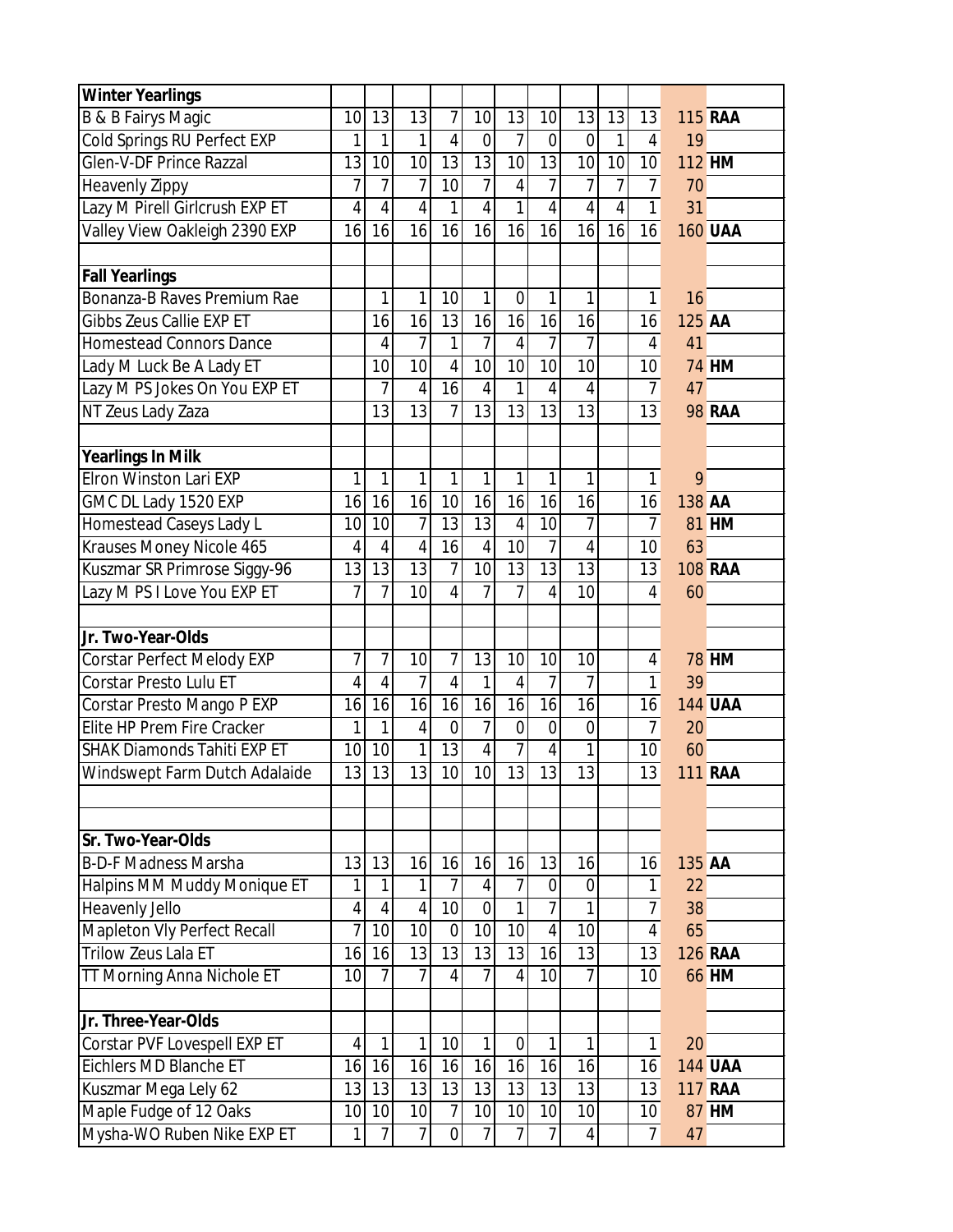| Winter Yearlings | | | | | | | | | | | | |
|---|---|---|---|---|---|---|---|---|---|---|---|---|
| B & B Fairys Magic | 10 | 13 | 13 | 7 | 10 | 13 | 10 | 13 | 13 | 13 | 115 | **RAA** |
| Cold Springs RU Perfect EXP | 1 | 1 | 1 | 4 | 0 | 7 | 0 | 0 | 1 | 4 | 19 | |
| Glen-V-DF Prince Razzal | 13 | 10 | 10 | 13 | 13 | 10 | 13 | 10 | 10 | 10 | 112 | **HM** |
| Heavenly Zippy | 7 | 7 | 7 | 10 | 7 | 4 | 7 | 7 | 7 | 7 | 70 | |
| Lazy M Pirell Girlcrush EXP ET | 4 | 4 | 4 | 1 | 4 | 1 | 4 | 4 | 4 | 1 | 31 | |
| Valley View Oakleigh 2390 EXP | 16 | 16 | 16 | 16 | 16 | 16 | 16 | 16 | 16 | 16 | 160 | **UAA** |
| | | | | | | | | | | | | |
| **Fall Yearlings** | | | | | | | | | | | | |
| Bonanza-B Raves Premium Rae | | 1 | 1 | 10 | 1 | 0 | 1 | 1 | | 1 | 16 | |
| Gibbs Zeus Callie EXP ET | | 16 | 16 | 13 | 16 | 16 | 16 | 16 | | 16 | 125 | **AA** |
| Homestead Connors Dance | | 4 | 7 | 1 | 7 | 4 | 7 | 7 | | 4 | 41 | |
| Lady M Luck Be A Lady ET | | 10 | 10 | 4 | 10 | 10 | 10 | 10 | | 10 | 74 | **HM** |
| Lazy M PS Jokes On You EXP ET | | 7 | 4 | 16 | 4 | 1 | 4 | 4 | | 7 | 47 | |
| NT Zeus Lady Zaza | | 13 | 13 | 7 | 13 | 13 | 13 | 13 | | 13 | 98 | **RAA** |
| | | | | | | | | | | | | |
| **Yearlings In Milk** | | | | | | | | | | | | |
| Elron Winston Lari EXP | 1 | 1 | 1 | 1 | 1 | 1 | 1 | 1 | | 1 | 9 | |
| GMC DL Lady 1520 EXP | 16 | 16 | 16 | 10 | 16 | 16 | 16 | 16 | | 16 | 138 | **AA** |
| Homestead Caseys Lady L | 10 | 10 | 7 | 13 | 13 | 4 | 10 | 7 | | 7 | 81 | **HM** |
| Krauses Money Nicole 465 | 4 | 4 | 4 | 16 | 4 | 10 | 7 | 4 | | 10 | 63 | |
| Kuszmar SR Primrose Siggy-96 | 13 | 13 | 13 | 7 | 10 | 13 | 13 | 13 | | 13 | 108 | **RAA** |
| Lazy M PS I Love You EXP ET | 7 | 7 | 10 | 4 | 7 | 7 | 4 | 10 | | 4 | 60 | |
| | | | | | | | | | | | | |
| **Jr. Two-Year-Olds** | | | | | | | | | | | | |
| Corstar Perfect Melody EXP | 7 | 7 | 10 | 7 | 13 | 10 | 10 | 10 | | 4 | 78 | **HM** |
| Corstar Presto Lulu ET | 4 | 4 | 7 | 4 | 1 | 4 | 7 | 7 | | 1 | 39 | |
| Corstar Presto Mango P EXP | 16 | 16 | 16 | 16 | 16 | 16 | 16 | 16 | | 16 | 144 | **UAA** |
| Elite HP Prem Fire Cracker | 1 | 1 | 4 | 0 | 7 | 0 | 0 | 0 | | 7 | 20 | |
| SHAK Diamonds Tahiti EXP ET | 10 | 10 | 1 | 13 | 4 | 7 | 4 | 1 | | 10 | 60 | |
| Windswept Farm Dutch Adalaide | 13 | 13 | 13 | 10 | 10 | 13 | 13 | 13 | | 13 | 111 | **RAA** |
| | | | | | | | | | | | | |
| | | | | | | | | | | | | |
| **Sr. Two-Year-Olds** | | | | | | | | | | | | |
| B-D-F Madness Marsha | 13 | 13 | 16 | 16 | 16 | 16 | 13 | 16 | | 16 | 135 | **AA** |
| Halpins MM Muddy Monique ET | 1 | 1 | 1 | 7 | 4 | 7 | 0 | 0 | | 1 | 22 | |
| Heavenly Jello | 4 | 4 | 4 | 10 | 0 | 1 | 7 | 1 | | 7 | 38 | |
| Mapleton Vly Perfect Recall | 7 | 10 | 10 | 0 | 10 | 10 | 4 | 10 | | 4 | 65 | |
| Trilow Zeus Lala ET | 16 | 16 | 13 | 13 | 13 | 13 | 16 | 13 | | 13 | 126 | **RAA** |
| TT Morning Anna Nichole ET | 10 | 7 | 7 | 4 | 7 | 4 | 10 | 7 | | 10 | 66 | **HM** |
| | | | | | | | | | | | | |
| **Jr. Three-Year-Olds** | | | | | | | | | | | | |
| Corstar PVF Lovespell EXP ET | 4 | 1 | 1 | 10 | 1 | 0 | 1 | 1 | | 1 | 20 | |
| Eichlers MD Blanche ET | 16 | 16 | 16 | 16 | 16 | 16 | 16 | 16 | | 16 | 144 | **UAA** |
| Kuszmar Mega Lely 62 | 13 | 13 | 13 | 13 | 13 | 13 | 13 | 13 | | 13 | 117 | **RAA** |
| Maple Fudge of 12 Oaks | 10 | 10 | 10 | 7 | 10 | 10 | 10 | 10 | | 10 | 87 | **HM** |
| Mysha-WO Ruben Nike EXP ET | 1 | 7 | 7 | 0 | 7 | 7 | 7 | 4 | | 7 | 47 | |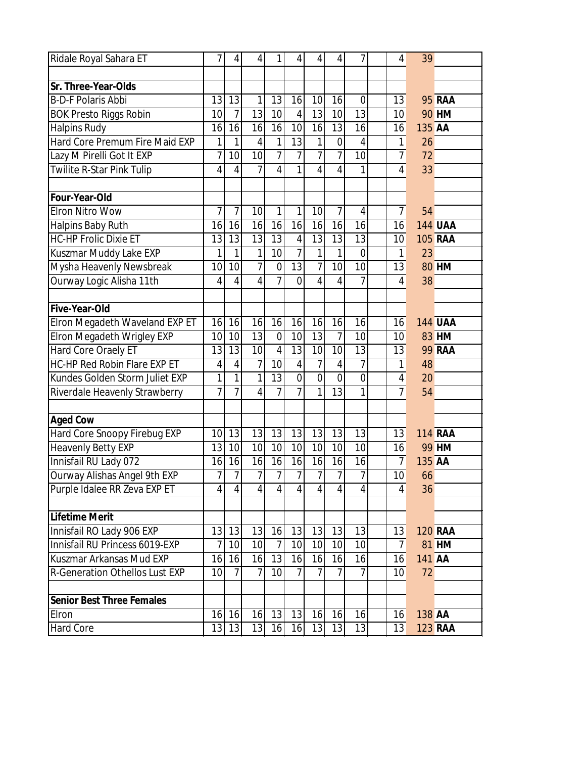| | | | | | | | | | | | | |
|---|---|---|---|---|---|---|---|---|---|---|---|---|
| Ridale Royal Sahara ET | 7 | 4 | 4 | 1 | 4 | 4 | 4 | 7 | | 4 | 39 | |
| | | | | | | | | | | | | |
| **Sr. Three-Year-Olds** | | | | | | | | | | | | |
| B-D-F Polaris Abbi | 13 | 13 | 1 | 13 | 16 | 10 | 16 | 0 | | 13 | 95 | **RAA** |
| BOK Presto Riggs Robin | 10 | 7 | 13 | 10 | 4 | 13 | 10 | 13 | | 10 | 90 | **HM** |
| Halpins Rudy | 16 | 16 | 16 | 16 | 10 | 16 | 13 | 16 | | 16 | 135 | **AA** |
| Hard Core Premum Fire Maid EXP | 1 | 1 | 4 | 1 | 13 | 1 | 0 | 4 | | 1 | 26 | |
| Lazy M Pirelli Got It EXP | 7 | 10 | 10 | 7 | 7 | 7 | 7 | 10 | | 7 | 72 | |
| Twilite R-Star Pink Tulip | 4 | 4 | 7 | 4 | 1 | 4 | 4 | 1 | | 4 | 33 | |
| | | | | | | | | | | | | |
| **Four-Year-Old** | | | | | | | | | | | | |
| Elron Nitro Wow | 7 | 7 | 10 | 1 | 1 | 10 | 7 | 4 | | 7 | 54 | |
| Halpins Baby Ruth | 16 | 16 | 16 | 16 | 16 | 16 | 16 | 16 | | 16 | 144 | **UAA** |
| HC-HP Frolic Dixie ET | 13 | 13 | 13 | 13 | 4 | 13 | 13 | 13 | | 10 | 105 | **RAA** |
| Kuszmar Muddy Lake EXP | 1 | 1 | 1 | 10 | 7 | 1 | 1 | 0 | | 1 | 23 | |
| Mysha Heavenly Newsbreak | 10 | 10 | 7 | 0 | 13 | 7 | 10 | 10 | | 13 | 80 | **HM** |
| Ourway Logic Alisha 11th | 4 | 4 | 4 | 7 | 0 | 4 | 4 | 7 | | 4 | 38 | |
| | | | | | | | | | | | | |
| **Five-Year-Old** | | | | | | | | | | | | |
| Elron Megadeth Waveland EXP ET | 16 | 16 | 16 | 16 | 16 | 16 | 16 | 16 | | 16 | 144 | **UAA** |
| Elron Megadeth Wrigley EXP | 10 | 10 | 13 | 0 | 10 | 13 | 7 | 10 | | 10 | 83 | **HM** |
| Hard Core Oraely ET | 13 | 13 | 10 | 4 | 13 | 10 | 10 | 13 | | 13 | 99 | **RAA** |
| HC-HP Red Robin Flare EXP ET | 4 | 4 | 7 | 10 | 4 | 7 | 4 | 7 | | 1 | 48 | |
| Kundes Golden Storm Juliet EXP | 1 | 1 | 1 | 13 | 0 | 0 | 0 | 0 | | 4 | 20 | |
| Riverdale Heavenly Strawberry | 7 | 7 | 4 | 7 | 7 | 1 | 13 | 1 | | 7 | 54 | |
| | | | | | | | | | | | | |
| **Aged Cow** | | | | | | | | | | | | |
| Hard Core Snoopy Firebug EXP | 10 | 13 | 13 | 13 | 13 | 13 | 13 | 13 | | 13 | 114 | **RAA** |
| Heavenly Betty EXP | 13 | 10 | 10 | 10 | 10 | 10 | 10 | 10 | | 16 | 99 | **HM** |
| Innisfail RU Lady 072 | 16 | 16 | 16 | 16 | 16 | 16 | 16 | 16 | | 7 | 135 | **AA** |
| Ourway Alishas Angel 9th EXP | 7 | 7 | 7 | 7 | 7 | 7 | 7 | 7 | | 10 | 66 | |
| Purple Idalee RR Zeva EXP ET | 4 | 4 | 4 | 4 | 4 | 4 | 4 | 4 | | 4 | 36 | |
| | | | | | | | | | | | | |
| **Lifetime Merit** | | | | | | | | | | | | |
| Innisfail RO Lady 906 EXP | 13 | 13 | 13 | 16 | 13 | 13 | 13 | 13 | | 13 | 120 | **RAA** |
| Innisfail RU Princess 6019-EXP | 7 | 10 | 10 | 7 | 10 | 10 | 10 | 10 | | 7 | 81 | **HM** |
| Kuszmar Arkansas Mud EXP | 16 | 16 | 16 | 13 | 16 | 16 | 16 | 16 | | 16 | 141 | **AA** |
| R-Generation Othellos Lust EXP | 10 | 7 | 7 | 10 | 7 | 7 | 7 | 7 | | 10 | 72 | |
| | | | | | | | | | | | | |
| **Senior Best Three Females** | | | | | | | | | | | | |
| Elron | 16 | 16 | 16 | 13 | 13 | 16 | 16 | 16 | | 16 | 138 | **AA** |
| Hard Core | 13 | 13 | 13 | 16 | 16 | 13 | 13 | 13 | | 13 | 123 | **RAA** |